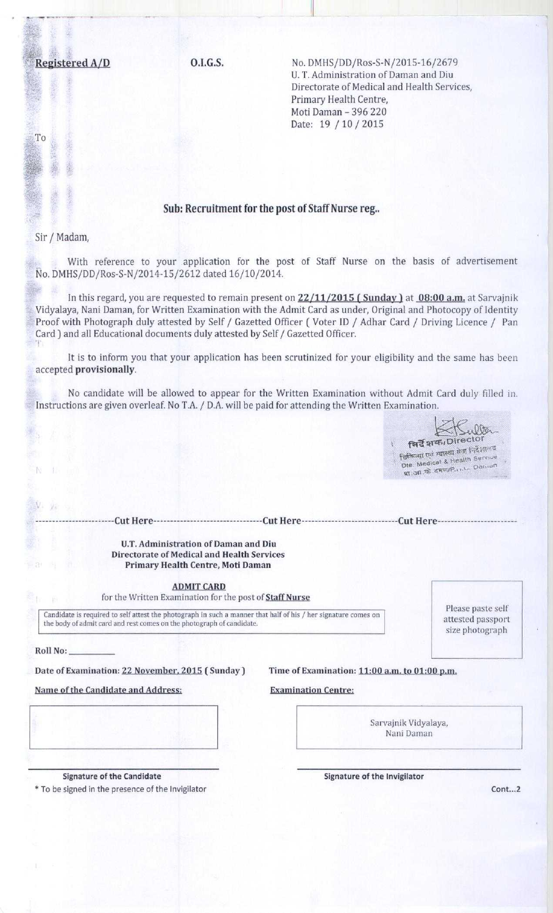**Registered A/D** **O.I.G.S.**

No. DMHS/DD/Ros-S-N/2015-16/2679
U. T. Administration of Daman and Diu
Directorate of Medical and Health Services,
Primary Health Centre,
Moti Daman – 396 220
Date: 19 / 10 / 2015

To

### Sub: Recruitment for the post of Staff Nurse reg..

Sir / Madam,

With reference to your application for the post of Staff Nurse on the basis of advertisement No. DMHS/DD/Ros-S-N/2014-15/2612 dated 16/10/2014.

In this regard, you are requested to remain present on **22/11/2015 ( Sunday )** at **08:00 a.m.** at Sarvajnik Vidyalaya, Nani Daman, for Written Examination with the Admit Card as under, Original and Photocopy of Identity Proof with Photograph duly attested by Self / Gazetted Officer ( Voter ID / Adhar Card / Driving Licence / Pan Card ) and all Educational documents duly attested by Self / Gazetted Officer.

It is to inform you that your application has been scrutinized for your eligibility and the same has been accepted **provisionally**.

No candidate will be allowed to appear for the Written Examination without Admit Card duly filled in. Instructions are given overleaf. No T.A. / D.A. will be paid for attending the Written Examination.

निदेशक/Director
चिकित्सा एवं स्वास्थ्य सेवा निदेशालय
Dte. Medical & Health Service
सं.प्र. दमण, U.T. Daman

-----------------------Cut Here-------------------------------Cut Here---------------------------Cut Here-----------------------

**U.T. Administration of Daman and Diu**
**Directorate of Medical and Health Services**
**Primary Health Centre, Moti Daman**

**ADMIT CARD**
for the Written Examination for the post of **Staff Nurse**

Candidate is required to self attest the photograph in such a manner that half of his / her signature comes on the body of admit card and rest comes on the photograph of candidate.

Please paste self attested passport size photograph

**Roll No:** __________

**Date of Examination: 22 November, 2015 ( Sunday )**

**Time of Examination: 11:00 a.m. to 01:00 p.m.**

**Name of the Candidate and Address:**

**Examination Centre:**

Sarvajnik Vidyalaya,
Nani Daman

**Signature of the Candidate**
* To be signed in the presence of the Invigilator

**Signature of the Invigilator**

Cont...2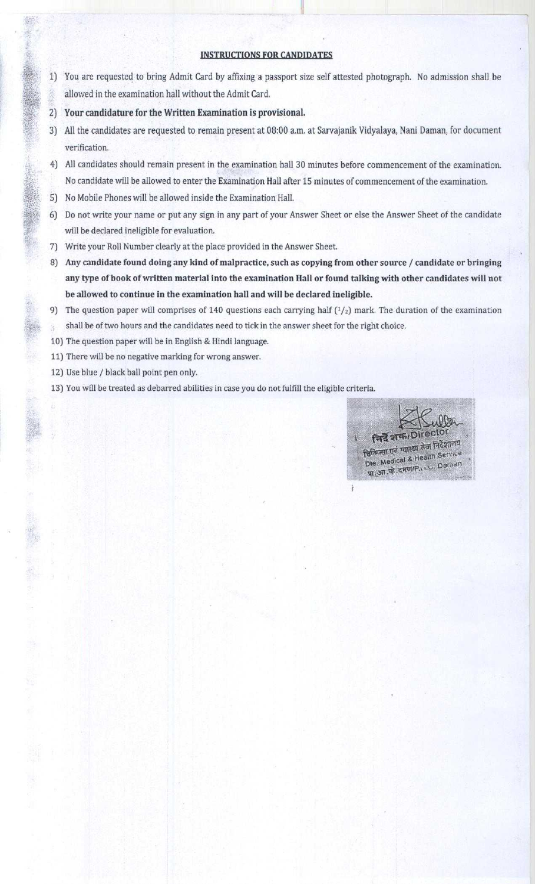## INSTRUCTIONS FOR CANDIDATES

1) You are requested to bring Admit Card by affixing a passport size self attested photograph. No admission shall be allowed in the examination hall without the Admit Card.
2) **Your candidature for the Written Examination is provisional.**
3) All the candidates are requested to remain present at 08:00 a.m. at Sarvajanik Vidyalaya, Nani Daman, for document verification.
4) All candidates should remain present in the examination hall 30 minutes before commencement of the examination. No candidate will be allowed to enter the Examination Hall after 15 minutes of commencement of the examination.
5) No Mobile Phones will be allowed inside the Examination Hall.
6) Do not write your name or put any sign in any part of your Answer Sheet or else the Answer Sheet of the candidate will be declared ineligible for evaluation.
7) Write your Roll Number clearly at the place provided in the Answer Sheet.
8) **Any candidate found doing any kind of malpractice, such as copying from other source / candidate or bringing any type of book of written material into the examination Hall or found talking with other candidates will not be allowed to continue in the examination hall and will be declared ineligible.**
9) The question paper will comprises of 140 questions each carrying half ($^1/_2$) mark. The duration of the examination shall be of two hours and the candidates need to tick in the answer sheet for the right choice.
10) The question paper will be in English & Hindi language.
11) There will be no negative marking for wrong answer.
12) Use blue / black ball point pen only.
13) You will be treated as debarred abilities in case you do not fulfill the eligible criteria.

निदेशक/Director
चिकित्सा एवं स्वास्थ्य सेवा निदेशालय
Dte. Medical & Health Service
प्र.आ.के. दमण/P.U.T. Daman